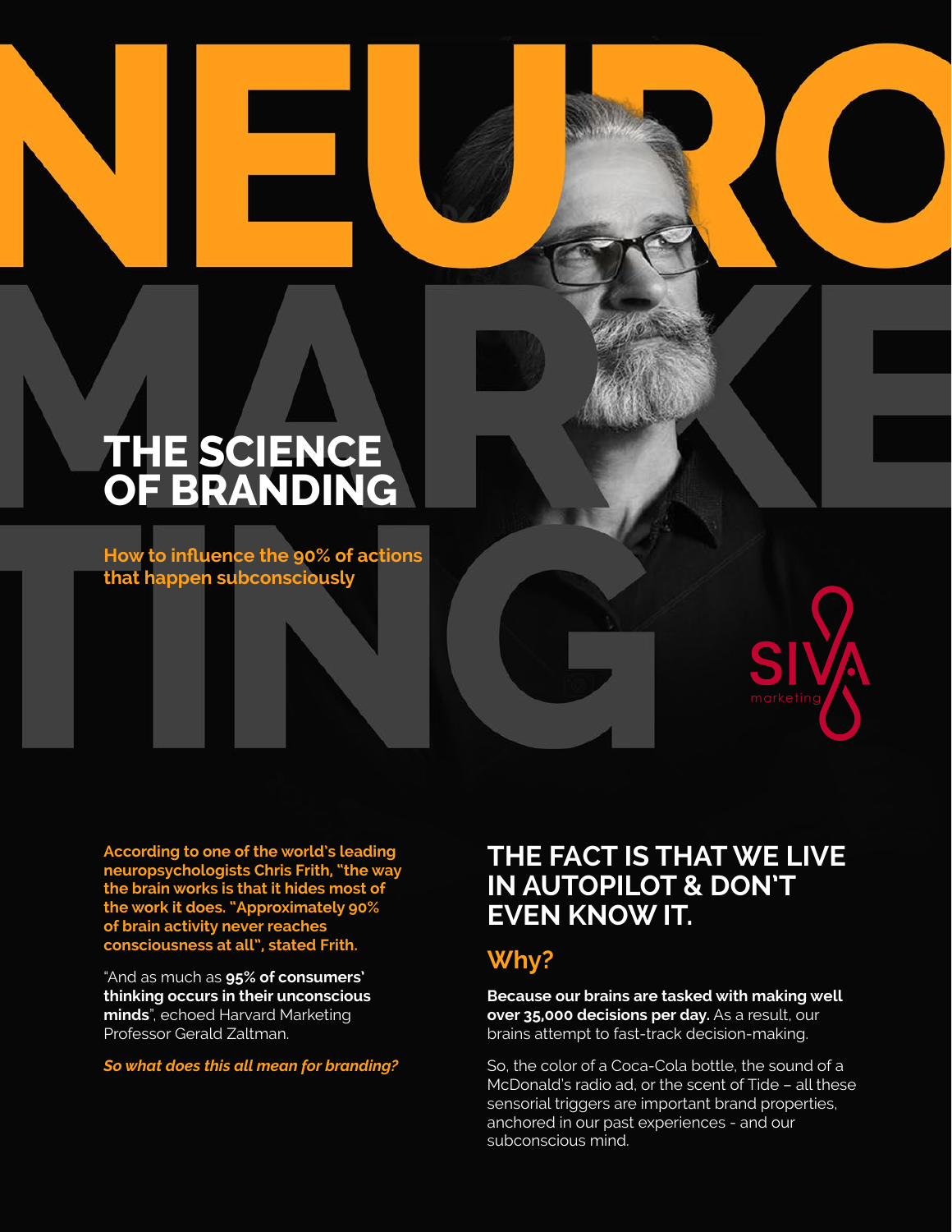# NEUROMARKETING

## THE SCIENCE OF BRANDING

**How to influence the 90% of actions that happen subconsciously**

SIVA marketing

**According to one of the world's leading neuropsychologists Chris Frith, "the way the brain works is that it hides most of the work it does. "Approximately 90% of brain activity never reaches consciousness at all", stated Frith.**

"And as much as **95% of consumers' thinking occurs in their unconscious minds**", echoed Harvard Marketing Professor Gerald Zaltman.

***So what does this all mean for branding?***

## THE FACT IS THAT WE LIVE IN AUTOPILOT & DON'T EVEN KNOW IT.

### Why?

**Because our brains are tasked with making well over 35,000 decisions per day.** As a result, our brains attempt to fast-track decision-making.

So, the color of a Coca-Cola bottle, the sound of a McDonald's radio ad, or the scent of Tide – all these sensorial triggers are important brand properties, anchored in our past experiences - and our subconscious mind.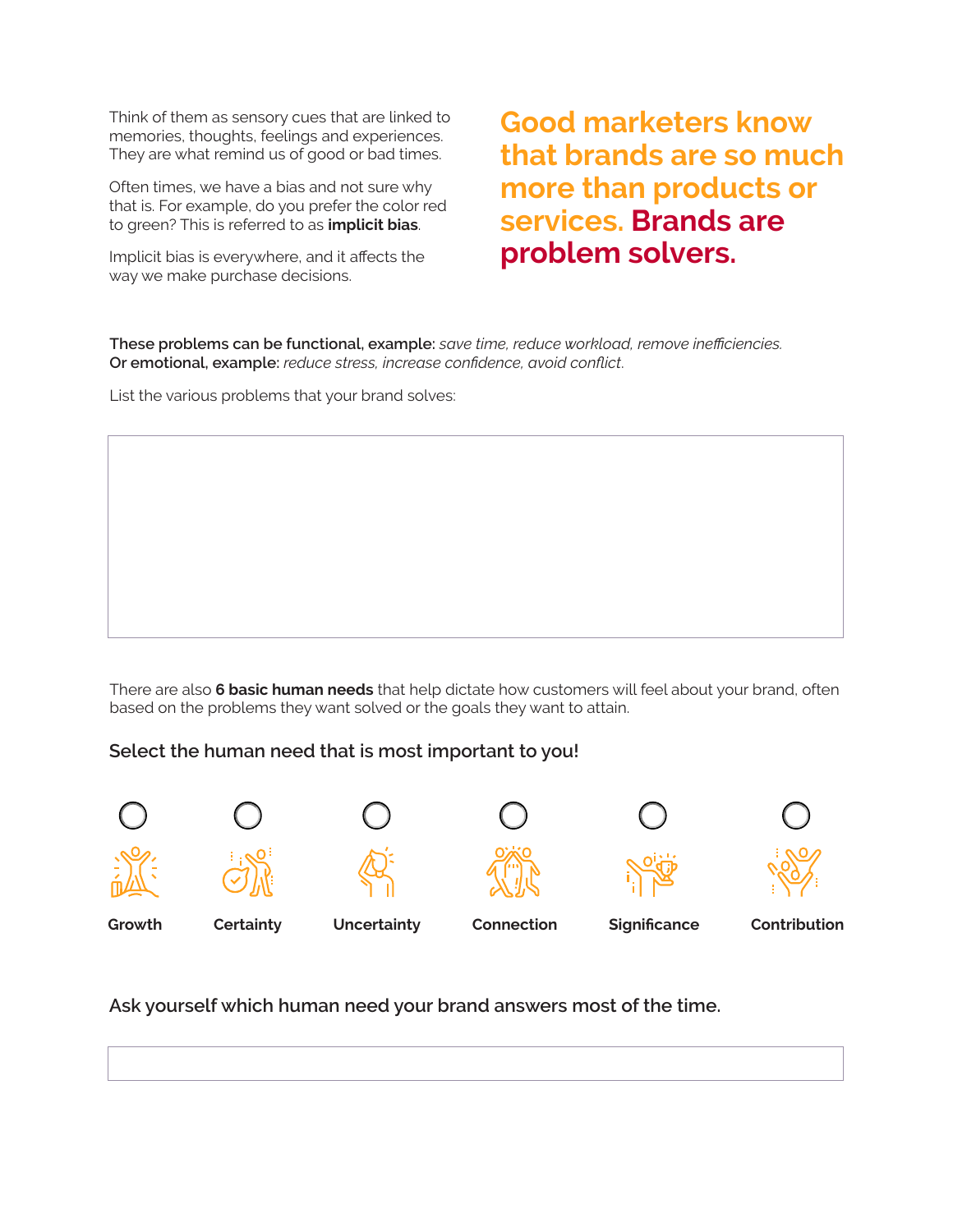Think of them as sensory cues that are linked to memories, thoughts, feelings and experiences. They are what remind us of good or bad times.

Often times, we have a bias and not sure why that is. For example, do you prefer the color red to green? This is referred to as **implicit bias**.

Implicit bias is everywhere, and it affects the way we make purchase decisions.

## Good marketers know that brands are so much more than products or services. Brands are problem solvers.

**These problems can be functional, example:** *save time, reduce workload, remove inefficiencies.*
**Or emotional, example:** *reduce stress, increase confidence, avoid conflict.*

List the various problems that your brand solves:

There are also **6 basic human needs** that help dictate how customers will feel about your brand, often based on the problems they want solved or the goals they want to attain.

### Select the human need that is most important to you!

- ○ **Growth**
- ○ **Certainty**
- ○ **Uncertainty**
- ○ **Connection**
- ○ **Significance**
- ○ **Contribution**

### Ask yourself which human need your brand answers most of the time.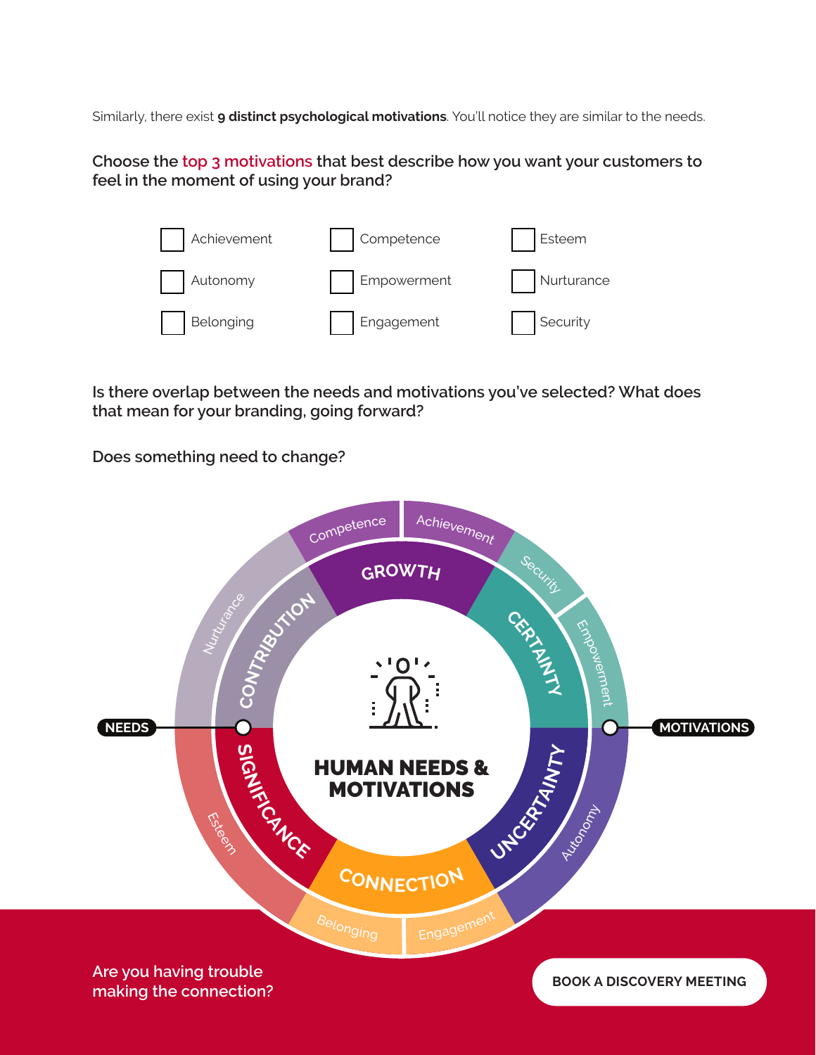Similarly, there exist **9 distinct psychological motivations**. You'll notice they are similar to the needs.

**Choose the top 3 motivations that best describe how you want your customers to feel in the moment of using your brand?**

- [ ] Achievement
- [ ] Autonomy
- [ ] Belonging
- [ ] Competence
- [ ] Empowerment
- [ ] Engagement
- [ ] Esteem
- [ ] Nurturance
- [ ] Security

**Is there overlap between the needs and motivations you've selected? What does that mean for your branding, going forward?**

**Does something need to change?**

HUMAN NEEDS & MOTIVATIONS

NEEDS | MOTIVATIONS

- GROWTH: Competence, Achievement
- CERTAINTY: Security, Empowerment
- UNCERTAINTY: Autonomy
- CONNECTION: Belonging, Engagement
- SIGNIFICANCE: Esteem
- CONTRIBUTION: Nurturance

Are you having trouble making the connection?

BOOK A DISCOVERY MEETING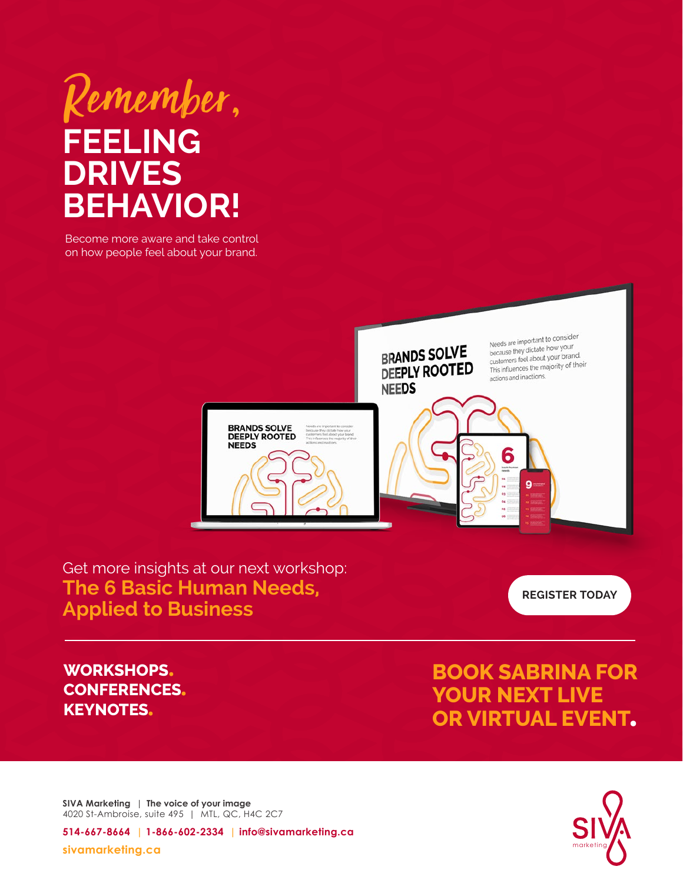# Remember, FEELING DRIVES BEHAVIOR!

Become more aware and take control on how people feel about your brand.

Get more insights at our next workshop:
**The 6 Basic Human Needs, Applied to Business**

REGISTER TODAY

**WORKSHOPS.**
**CONFERENCES.**
**KEYNOTES.**

**BOOK SABRINA FOR YOUR NEXT LIVE OR VIRTUAL EVENT.**

**SIVA Marketing** | **The voice of your image**
4020 St-Ambroise, suite 495 | MTL, QC, H4C 2C7

**514-667-8664** | **1-866-602-2334** | **info@sivamarketing.ca**

**sivamarketing.ca**

SIVA marketing